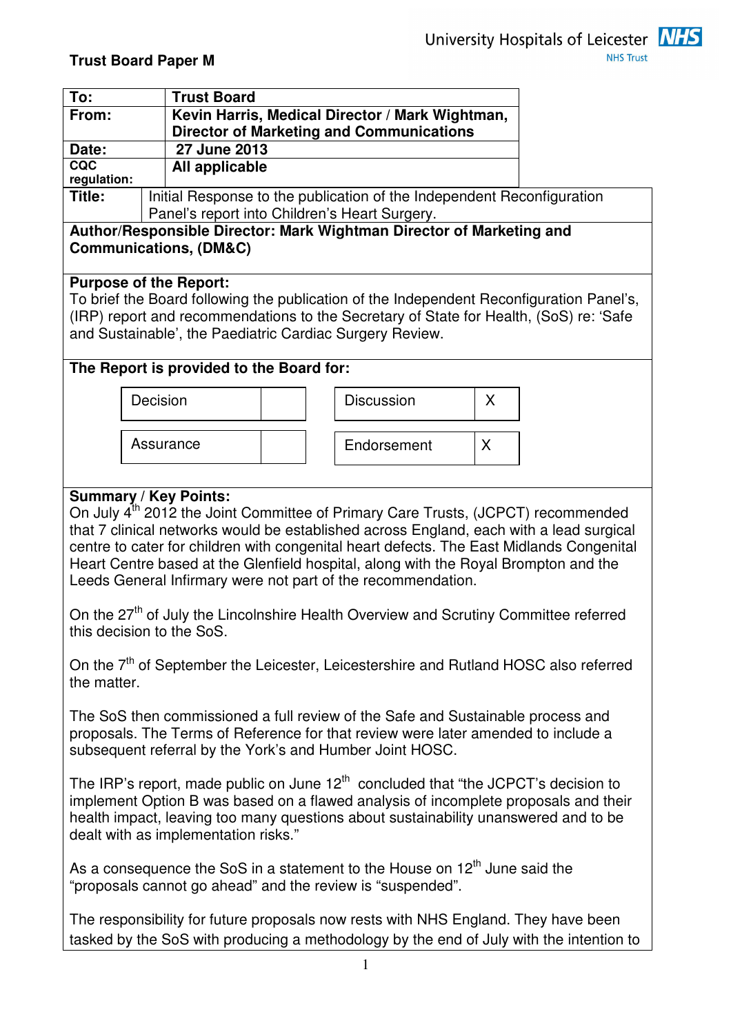**Trust Board Paper M**

University Hospitals of Leicester NHS Trust

| To: | Trust Board |
|---|---|
| From: | Kevin Harris, Medical Director / Mark Wightman, Director of Marketing and Communications |
| Date: | 27 June 2013 |
| CQC regulation: | All applicable |
| Title: | Initial Response to the publication of the Independent Reconfiguration Panel's report into Children's Heart Surgery. |

**Author/Responsible Director: Mark Wightman Director of Marketing and Communications, (DM&C)**

**Purpose of the Report:**
To brief the Board following the publication of the Independent Reconfiguration Panel's, (IRP) report and recommendations to the Secretary of State for Health, (SoS) re: 'Safe and Sustainable', the Paediatric Cardiac Surgery Review.

**The Report is provided to the Board for:**

| | | | |
|---|---|---|---|
| Decision | | Discussion | X |
| Assurance | | Endorsement | X |

**Summary / Key Points:**
On July 4th 2012 the Joint Committee of Primary Care Trusts, (JCPCT) recommended that 7 clinical networks would be established across England, each with a lead surgical centre to cater for children with congenital heart defects. The East Midlands Congenital Heart Centre based at the Glenfield hospital, along with the Royal Brompton and the Leeds General Infirmary were not part of the recommendation.

On the 27th of July the Lincolnshire Health Overview and Scrutiny Committee referred this decision to the SoS.

On the 7th of September the Leicester, Leicestershire and Rutland HOSC also referred the matter.

The SoS then commissioned a full review of the Safe and Sustainable process and proposals. The Terms of Reference for that review were later amended to include a subsequent referral by the York's and Humber Joint HOSC.

The IRP's report, made public on June 12th concluded that "the JCPCT's decision to implement Option B was based on a flawed analysis of incomplete proposals and their health impact, leaving too many questions about sustainability unanswered and to be dealt with as implementation risks."

As a consequence the SoS in a statement to the House on 12th June said the "proposals cannot go ahead" and the review is "suspended".

The responsibility for future proposals now rests with NHS England. They have been tasked by the SoS with producing a methodology by the end of July with the intention to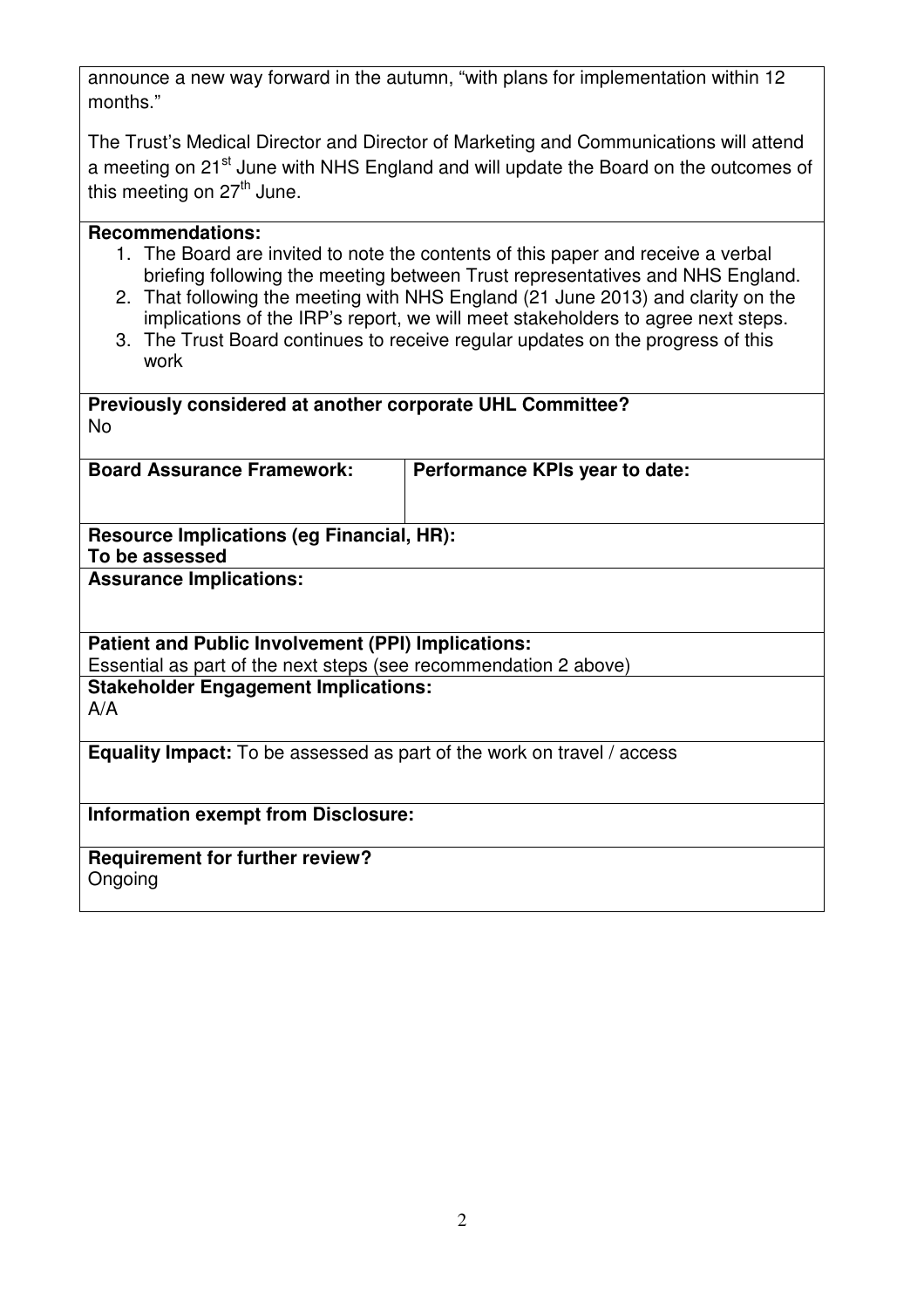announce a new way forward in the autumn, "with plans for implementation within 12 months."

The Trust's Medical Director and Director of Marketing and Communications will attend a meeting on 21st June with NHS England and will update the Board on the outcomes of this meeting on 27th June.

**Recommendations:**

1. The Board are invited to note the contents of this paper and receive a verbal briefing following the meeting between Trust representatives and NHS England.
2. That following the meeting with NHS England (21 June 2013) and clarity on the implications of the IRP's report, we will meet stakeholders to agree next steps.
3. The Trust Board continues to receive regular updates on the progress of this work

**Previously considered at another corporate UHL Committee?**
No

| **Board Assurance Framework:** | **Performance KPIs year to date:** |
|---|---|
| | |

**Resource Implications (eg Financial, HR):**
**To be assessed**

**Assurance Implications:**

**Patient and Public Involvement (PPI) Implications:**
Essential as part of the next steps (see recommendation 2 above)

**Stakeholder Engagement Implications:**
A/A

**Equality Impact:** To be assessed as part of the work on travel / access

**Information exempt from Disclosure:**

**Requirement for further review?**
Ongoing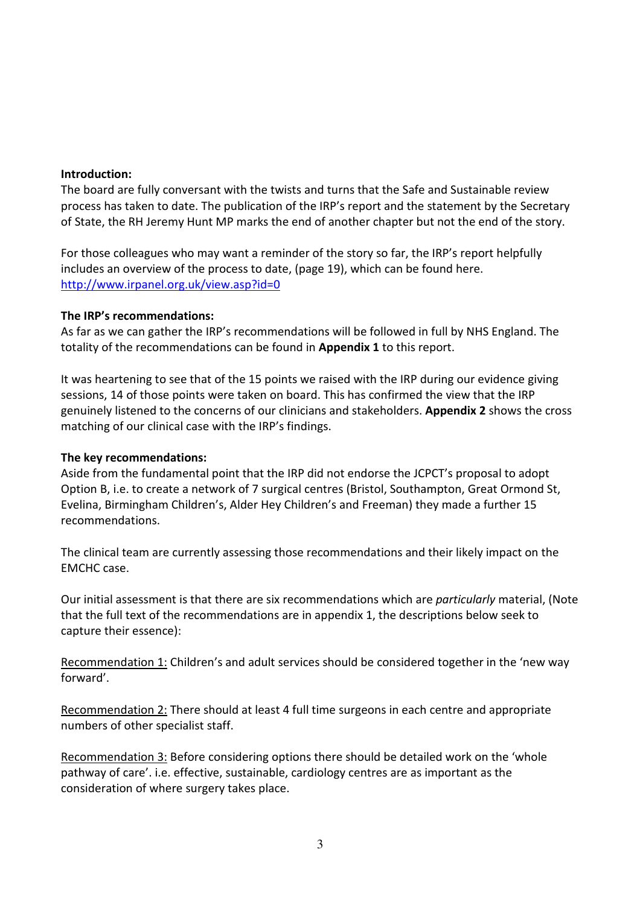**Introduction:**

The board are fully conversant with the twists and turns that the Safe and Sustainable review process has taken to date. The publication of the IRP's report and the statement by the Secretary of State, the RH Jeremy Hunt MP marks the end of another chapter but not the end of the story.

For those colleagues who may want a reminder of the story so far, the IRP's report helpfully includes an overview of the process to date, (page 19), which can be found here. [http://www.irpanel.org.uk/view.asp?id=0](http://www.irpanel.org.uk/view.asp?id=0)

**The IRP's recommendations:**

As far as we can gather the IRP's recommendations will be followed in full by NHS England. The totality of the recommendations can be found in **Appendix 1** to this report.

It was heartening to see that of the 15 points we raised with the IRP during our evidence giving sessions, 14 of those points were taken on board. This has confirmed the view that the IRP genuinely listened to the concerns of our clinicians and stakeholders. **Appendix 2** shows the cross matching of our clinical case with the IRP's findings.

**The key recommendations:**

Aside from the fundamental point that the IRP did not endorse the JCPCT's proposal to adopt Option B, i.e. to create a network of 7 surgical centres (Bristol, Southampton, Great Ormond St, Evelina, Birmingham Children's, Alder Hey Children's and Freeman) they made a further 15 recommendations.

The clinical team are currently assessing those recommendations and their likely impact on the EMCHC case.

Our initial assessment is that there are six recommendations which are *particularly* material, (Note that the full text of the recommendations are in appendix 1, the descriptions below seek to capture their essence):

<u>Recommendation 1:</u> Children's and adult services should be considered together in the 'new way forward'.

<u>Recommendation 2:</u> There should at least 4 full time surgeons in each centre and appropriate numbers of other specialist staff.

<u>Recommendation 3:</u> Before considering options there should be detailed work on the 'whole pathway of care'. i.e. effective, sustainable, cardiology centres are as important as the consideration of where surgery takes place.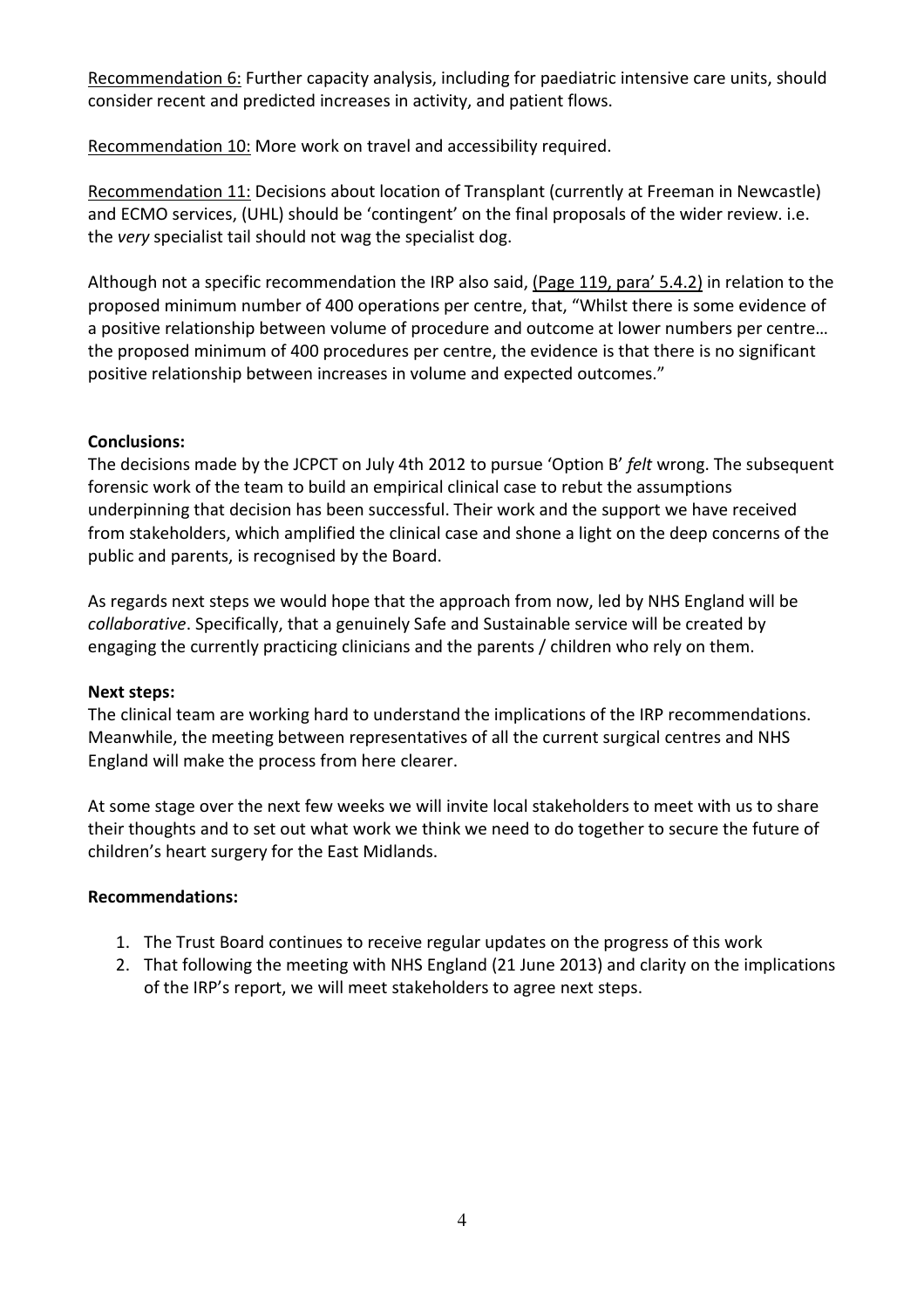Recommendation 6: Further capacity analysis, including for paediatric intensive care units, should consider recent and predicted increases in activity, and patient flows.

Recommendation 10: More work on travel and accessibility required.

Recommendation 11: Decisions about location of Transplant (currently at Freeman in Newcastle) and ECMO services, (UHL) should be 'contingent' on the final proposals of the wider review. i.e. the *very* specialist tail should not wag the specialist dog.

Although not a specific recommendation the IRP also said, (Page 119, para' 5.4.2) in relation to the proposed minimum number of 400 operations per centre, that, "Whilst there is some evidence of a positive relationship between volume of procedure and outcome at lower numbers per centre… the proposed minimum of 400 procedures per centre, the evidence is that there is no significant positive relationship between increases in volume and expected outcomes."

**Conclusions:**

The decisions made by the JCPCT on July 4th 2012 to pursue 'Option B' *felt* wrong. The subsequent forensic work of the team to build an empirical clinical case to rebut the assumptions underpinning that decision has been successful. Their work and the support we have received from stakeholders, which amplified the clinical case and shone a light on the deep concerns of the public and parents, is recognised by the Board.

As regards next steps we would hope that the approach from now, led by NHS England will be *collaborative*. Specifically, that a genuinely Safe and Sustainable service will be created by engaging the currently practicing clinicians and the parents / children who rely on them.

**Next steps:**

The clinical team are working hard to understand the implications of the IRP recommendations. Meanwhile, the meeting between representatives of all the current surgical centres and NHS England will make the process from here clearer.

At some stage over the next few weeks we will invite local stakeholders to meet with us to share their thoughts and to set out what work we think we need to do together to secure the future of children's heart surgery for the East Midlands.

**Recommendations:**

1. The Trust Board continues to receive regular updates on the progress of this work
2. That following the meeting with NHS England (21 June 2013) and clarity on the implications of the IRP's report, we will meet stakeholders to agree next steps.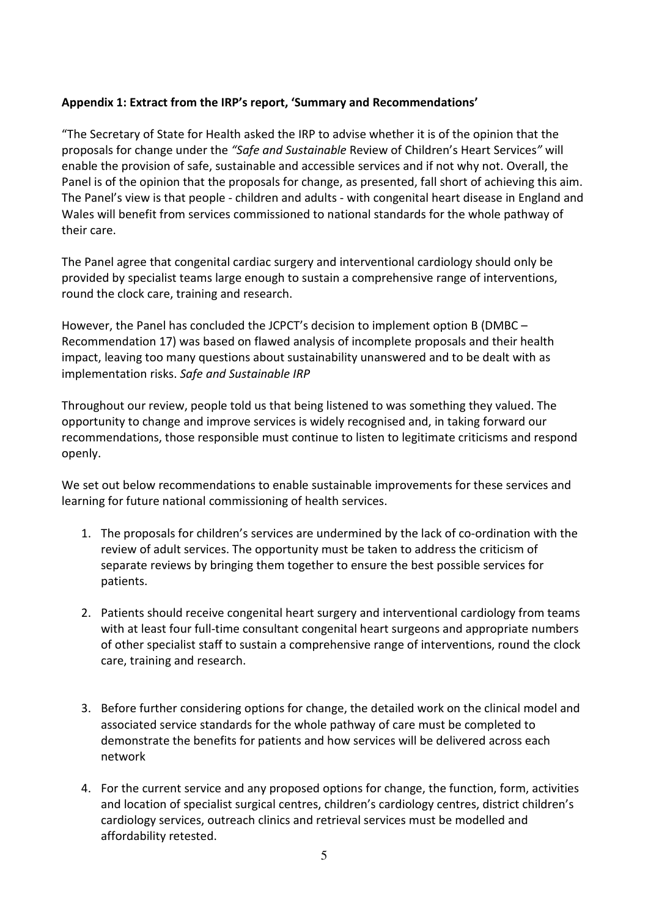**Appendix 1: Extract from the IRP's report, 'Summary and Recommendations'**

"The Secretary of State for Health asked the IRP to advise whether it is of the opinion that the proposals for change under the *"Safe and Sustainable* Review of Children's Heart Services*"* will enable the provision of safe, sustainable and accessible services and if not why not. Overall, the Panel is of the opinion that the proposals for change, as presented, fall short of achieving this aim. The Panel's view is that people - children and adults - with congenital heart disease in England and Wales will benefit from services commissioned to national standards for the whole pathway of their care.

The Panel agree that congenital cardiac surgery and interventional cardiology should only be provided by specialist teams large enough to sustain a comprehensive range of interventions, round the clock care, training and research.

However, the Panel has concluded the JCPCT's decision to implement option B (DMBC – Recommendation 17) was based on flawed analysis of incomplete proposals and their health impact, leaving too many questions about sustainability unanswered and to be dealt with as implementation risks. *Safe and Sustainable IRP*

Throughout our review, people told us that being listened to was something they valued. The opportunity to change and improve services is widely recognised and, in taking forward our recommendations, those responsible must continue to listen to legitimate criticisms and respond openly.

We set out below recommendations to enable sustainable improvements for these services and learning for future national commissioning of health services.

1. The proposals for children's services are undermined by the lack of co-ordination with the review of adult services. The opportunity must be taken to address the criticism of separate reviews by bringing them together to ensure the best possible services for patients.

2. Patients should receive congenital heart surgery and interventional cardiology from teams with at least four full-time consultant congenital heart surgeons and appropriate numbers of other specialist staff to sustain a comprehensive range of interventions, round the clock care, training and research.

3. Before further considering options for change, the detailed work on the clinical model and associated service standards for the whole pathway of care must be completed to demonstrate the benefits for patients and how services will be delivered across each network

4. For the current service and any proposed options for change, the function, form, activities and location of specialist surgical centres, children's cardiology centres, district children's cardiology services, outreach clinics and retrieval services must be modelled and affordability retested.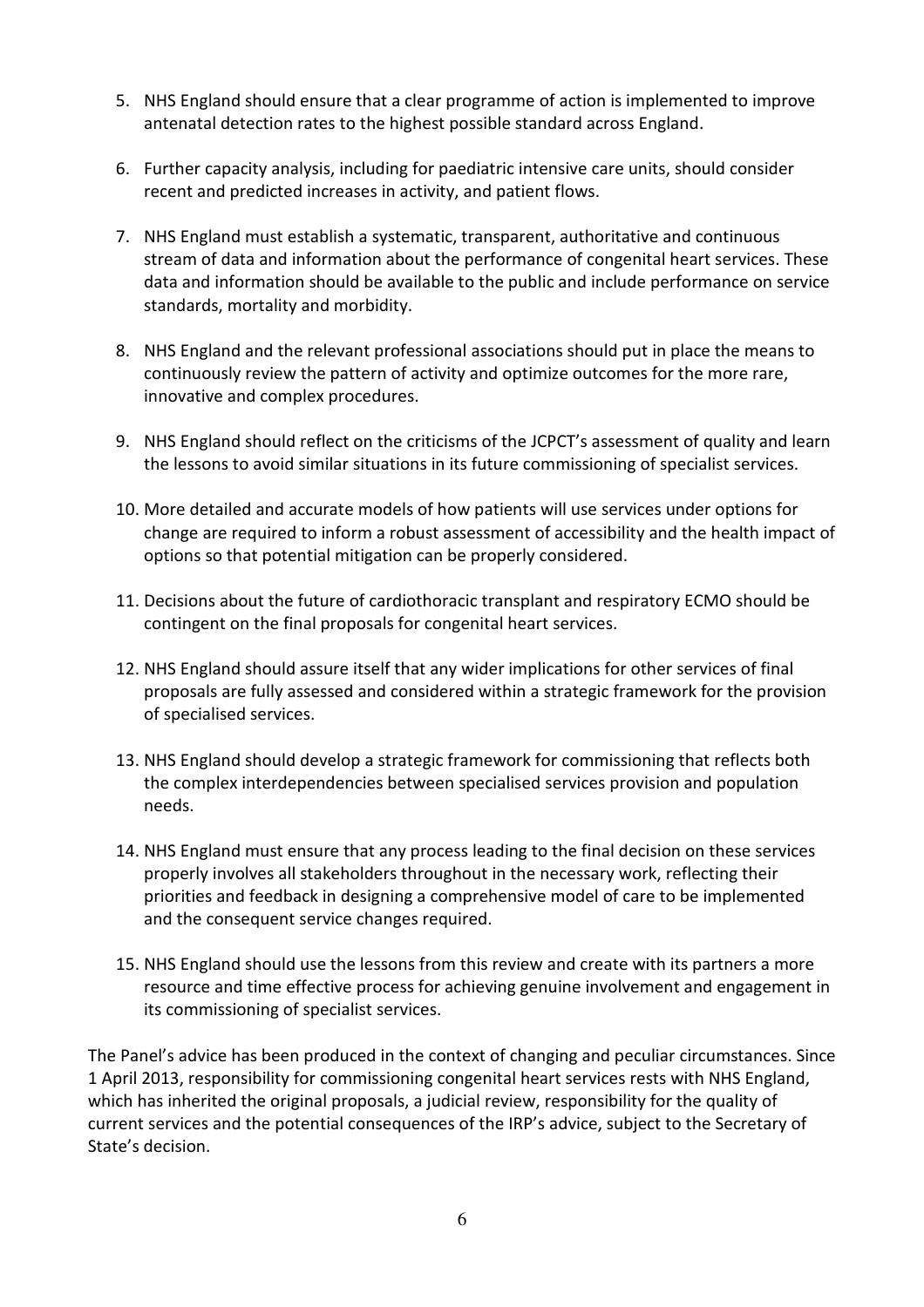5. NHS England should ensure that a clear programme of action is implemented to improve antenatal detection rates to the highest possible standard across England.

6. Further capacity analysis, including for paediatric intensive care units, should consider recent and predicted increases in activity, and patient flows.

7. NHS England must establish a systematic, transparent, authoritative and continuous stream of data and information about the performance of congenital heart services. These data and information should be available to the public and include performance on service standards, mortality and morbidity.

8. NHS England and the relevant professional associations should put in place the means to continuously review the pattern of activity and optimize outcomes for the more rare, innovative and complex procedures.

9. NHS England should reflect on the criticisms of the JCPCT's assessment of quality and learn the lessons to avoid similar situations in its future commissioning of specialist services.

10. More detailed and accurate models of how patients will use services under options for change are required to inform a robust assessment of accessibility and the health impact of options so that potential mitigation can be properly considered.

11. Decisions about the future of cardiothoracic transplant and respiratory ECMO should be contingent on the final proposals for congenital heart services.

12. NHS England should assure itself that any wider implications for other services of final proposals are fully assessed and considered within a strategic framework for the provision of specialised services.

13. NHS England should develop a strategic framework for commissioning that reflects both the complex interdependencies between specialised services provision and population needs.

14. NHS England must ensure that any process leading to the final decision on these services properly involves all stakeholders throughout in the necessary work, reflecting their priorities and feedback in designing a comprehensive model of care to be implemented and the consequent service changes required.

15. NHS England should use the lessons from this review and create with its partners a more resource and time effective process for achieving genuine involvement and engagement in its commissioning of specialist services.

The Panel's advice has been produced in the context of changing and peculiar circumstances. Since 1 April 2013, responsibility for commissioning congenital heart services rests with NHS England, which has inherited the original proposals, a judicial review, responsibility for the quality of current services and the potential consequences of the IRP's advice, subject to the Secretary of State's decision.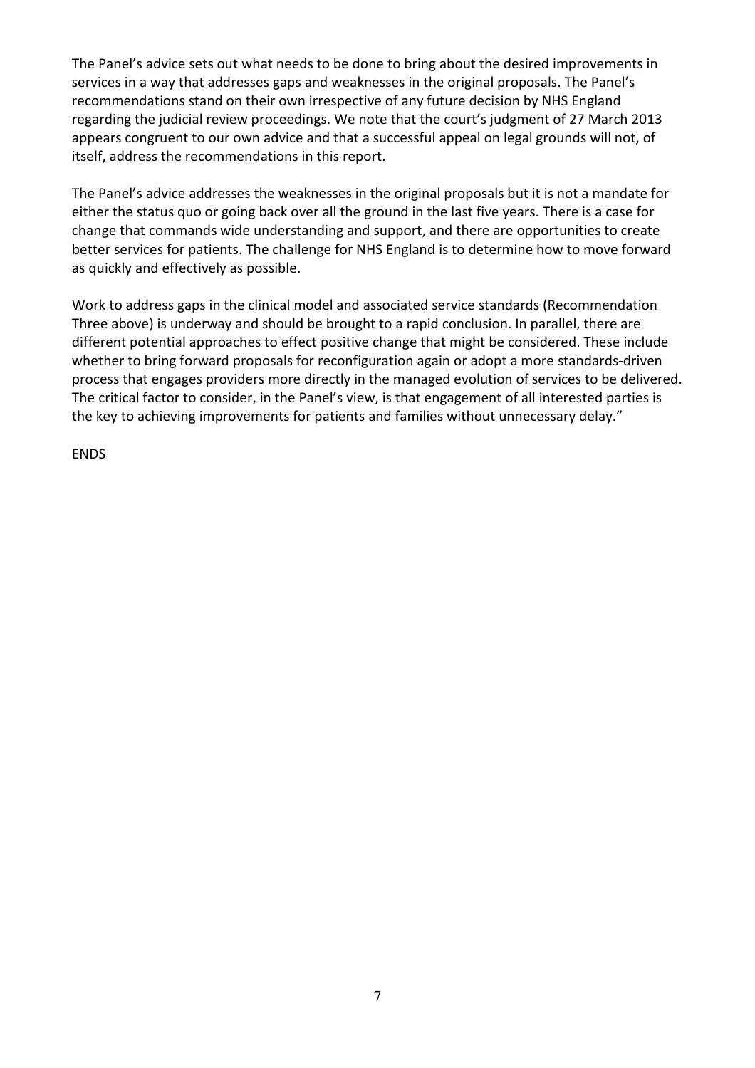The Panel's advice sets out what needs to be done to bring about the desired improvements in services in a way that addresses gaps and weaknesses in the original proposals. The Panel's recommendations stand on their own irrespective of any future decision by NHS England regarding the judicial review proceedings. We note that the court's judgment of 27 March 2013 appears congruent to our own advice and that a successful appeal on legal grounds will not, of itself, address the recommendations in this report.

The Panel's advice addresses the weaknesses in the original proposals but it is not a mandate for either the status quo or going back over all the ground in the last five years. There is a case for change that commands wide understanding and support, and there are opportunities to create better services for patients. The challenge for NHS England is to determine how to move forward as quickly and effectively as possible.

Work to address gaps in the clinical model and associated service standards (Recommendation Three above) is underway and should be brought to a rapid conclusion. In parallel, there are different potential approaches to effect positive change that might be considered. These include whether to bring forward proposals for reconfiguration again or adopt a more standards-driven process that engages providers more directly in the managed evolution of services to be delivered. The critical factor to consider, in the Panel's view, is that engagement of all interested parties is the key to achieving improvements for patients and families without unnecessary delay."

ENDS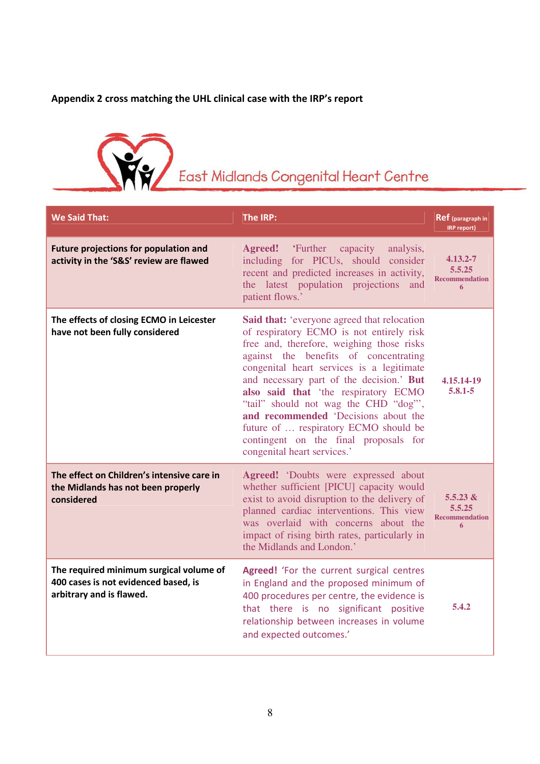**Appendix 2 cross matching the UHL clinical case with the IRP's report**

East Midlands Congenital Heart Centre

| We Said That: | The IRP: | Ref (paragraph in IRP report) |
|---|---|---|
| **Future projections for population and activity in the 'S&S' review are flawed** | **Agreed!** 'Further capacity analysis, including for PICUs, should consider recent and predicted increases in activity, the latest population projections and patient flows.' | 4.13.2-7 5.5.25 Recommendation 6 |
| **The effects of closing ECMO in Leicester have not been fully considered** | **Said that:** 'everyone agreed that relocation of respiratory ECMO is not entirely risk free and, therefore, weighing those risks against the benefits of concentrating congenital heart services is a legitimate and necessary part of the decision.' **But also said that** 'the respiratory ECMO "tail" should not wag the CHD "dog"', **and recommended** 'Decisions about the future of … respiratory ECMO should be contingent on the final proposals for congenital heart services.' | 4.15.14-19 5.8.1-5 |
| **The effect on Children's intensive care in the Midlands has not been properly considered** | **Agreed!** 'Doubts were expressed about whether sufficient [PICU] capacity would exist to avoid disruption to the delivery of planned cardiac interventions. This view was overlaid with concerns about the impact of rising birth rates, particularly in the Midlands and London.' | 5.5.23 & 5.5.25 Recommendation 6 |
| **The required minimum surgical volume of 400 cases is not evidenced based, is arbitrary and is flawed.** | **Agreed!** 'For the current surgical centres in England and the proposed minimum of 400 procedures per centre, the evidence is that there is no significant positive relationship between increases in volume and expected outcomes.' | 5.4.2 |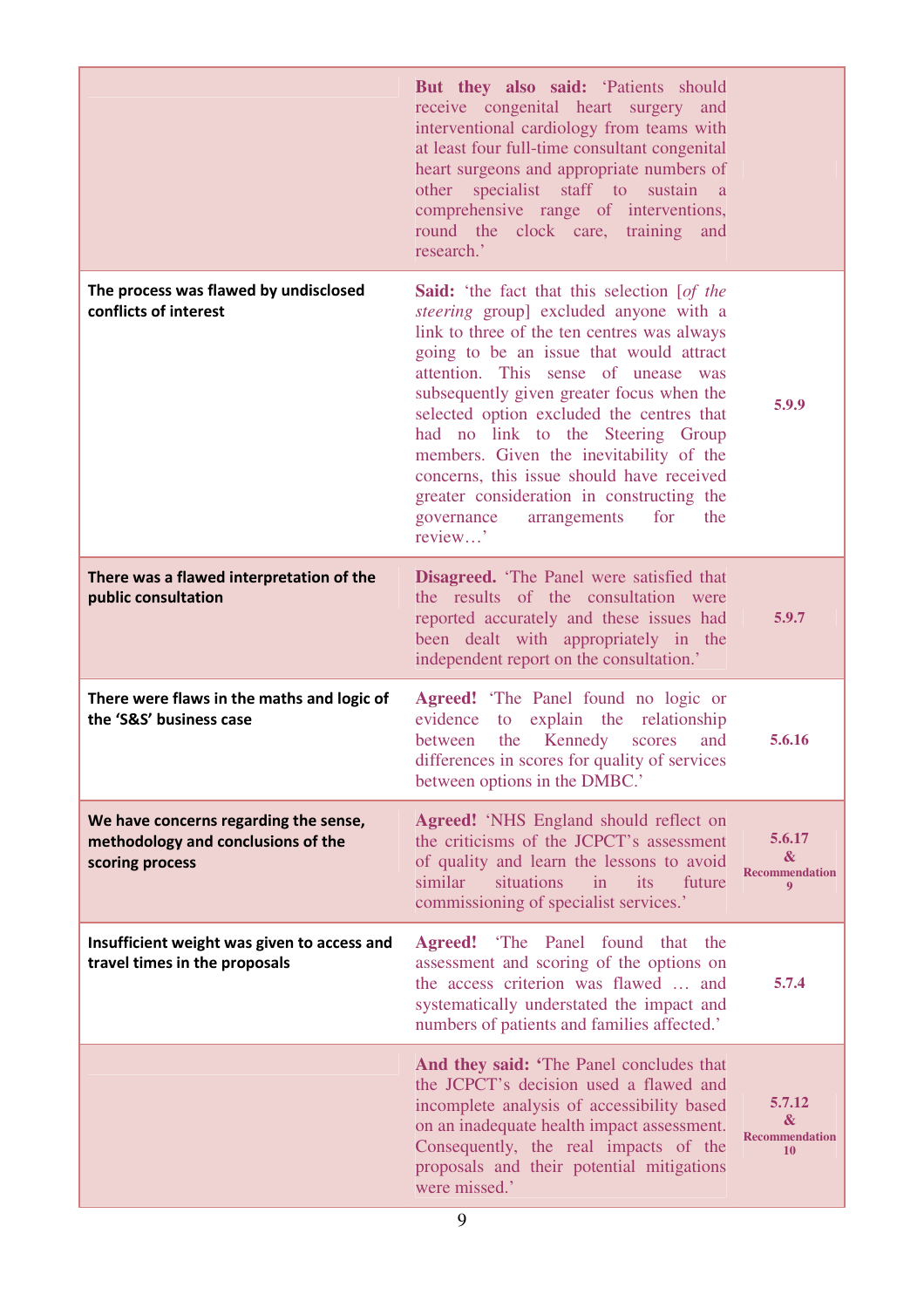| | | |
|---|---|---|
| | **But they also said:** 'Patients should receive congenital heart surgery and interventional cardiology from teams with at least four full-time consultant congenital heart surgeons and appropriate numbers of other specialist staff to sustain a comprehensive range of interventions, round the clock care, training and research.' | |
| **The process was flawed by undisclosed conflicts of interest** | **Said:** 'the fact that this selection [*of the steering* group] excluded anyone with a link to three of the ten centres was always going to be an issue that would attract attention. This sense of unease was subsequently given greater focus when the selected option excluded the centres that had no link to the Steering Group members. Given the inevitability of the concerns, this issue should have received greater consideration in constructing the governance arrangements for the review…' | **5.9.9** |
| **There was a flawed interpretation of the public consultation** | **Disagreed.** 'The Panel were satisfied that the results of the consultation were reported accurately and these issues had been dealt with appropriately in the independent report on the consultation.' | **5.9.7** |
| **There were flaws in the maths and logic of the 'S&S' business case** | **Agreed!** 'The Panel found no logic or evidence to explain the relationship between the Kennedy scores and differences in scores for quality of services between options in the DMBC.' | **5.6.16** |
| **We have concerns regarding the sense, methodology and conclusions of the scoring process** | **Agreed!** 'NHS England should reflect on the criticisms of the JCPCT's assessment of quality and learn the lessons to avoid similar situations in its future commissioning of specialist services.' | **5.6.17 & Recommendation 9** |
| **Insufficient weight was given to access and travel times in the proposals** | **Agreed!** 'The Panel found that the assessment and scoring of the options on the access criterion was flawed … and systematically understated the impact and numbers of patients and families affected.' | **5.7.4** |
| | **And they said:** 'The Panel concludes that the JCPCT's decision used a flawed and incomplete analysis of accessibility based on an inadequate health impact assessment. Consequently, the real impacts of the proposals and their potential mitigations were missed.' | **5.7.12 & Recommendation 10** |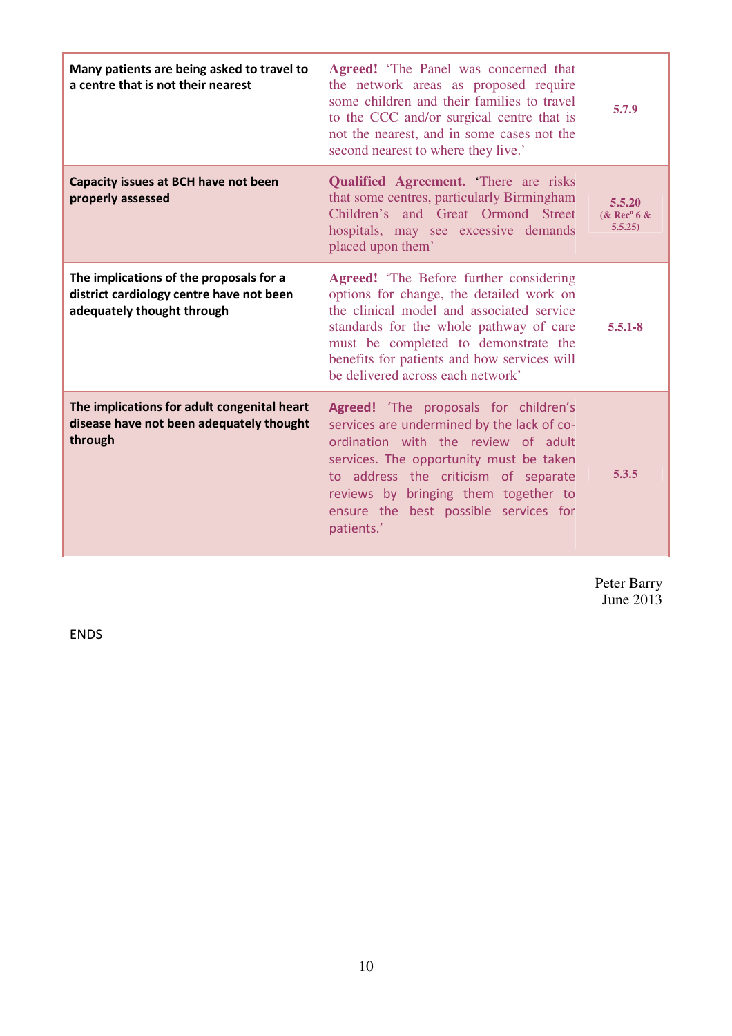| | | |
|---|---|---|
| **Many patients are being asked to travel to a centre that is not their nearest** | **Agreed!** 'The Panel was concerned that the network areas as proposed require some children and their families to travel to the CCC and/or surgical centre that is not the nearest, and in some cases not the second nearest to where they live.' | **5.7.9** |
| **Capacity issues at BCH have not been properly assessed** | **Qualified Agreement.** 'There are risks that some centres, particularly Birmingham Children's and Great Ormond Street hospitals, may see excessive demands placed upon them' | **5.5.20** **(& Rec[n] 6 & 5.5.25)** |
| **The implications of the proposals for a district cardiology centre have not been adequately thought through** | **Agreed!** 'The Before further considering options for change, the detailed work on the clinical model and associated service standards for the whole pathway of care must be completed to demonstrate the benefits for patients and how services will be delivered across each network' | **5.5.1-8** |
| **The implications for adult congenital heart disease have not been adequately thought through** | **Agreed!** 'The proposals for children's services are undermined by the lack of co-ordination with the review of adult services. The opportunity must be taken to address the criticism of separate reviews by bringing them together to ensure the best possible services for patients.' | **5.3.5** |

Peter Barry
June 2013

ENDS